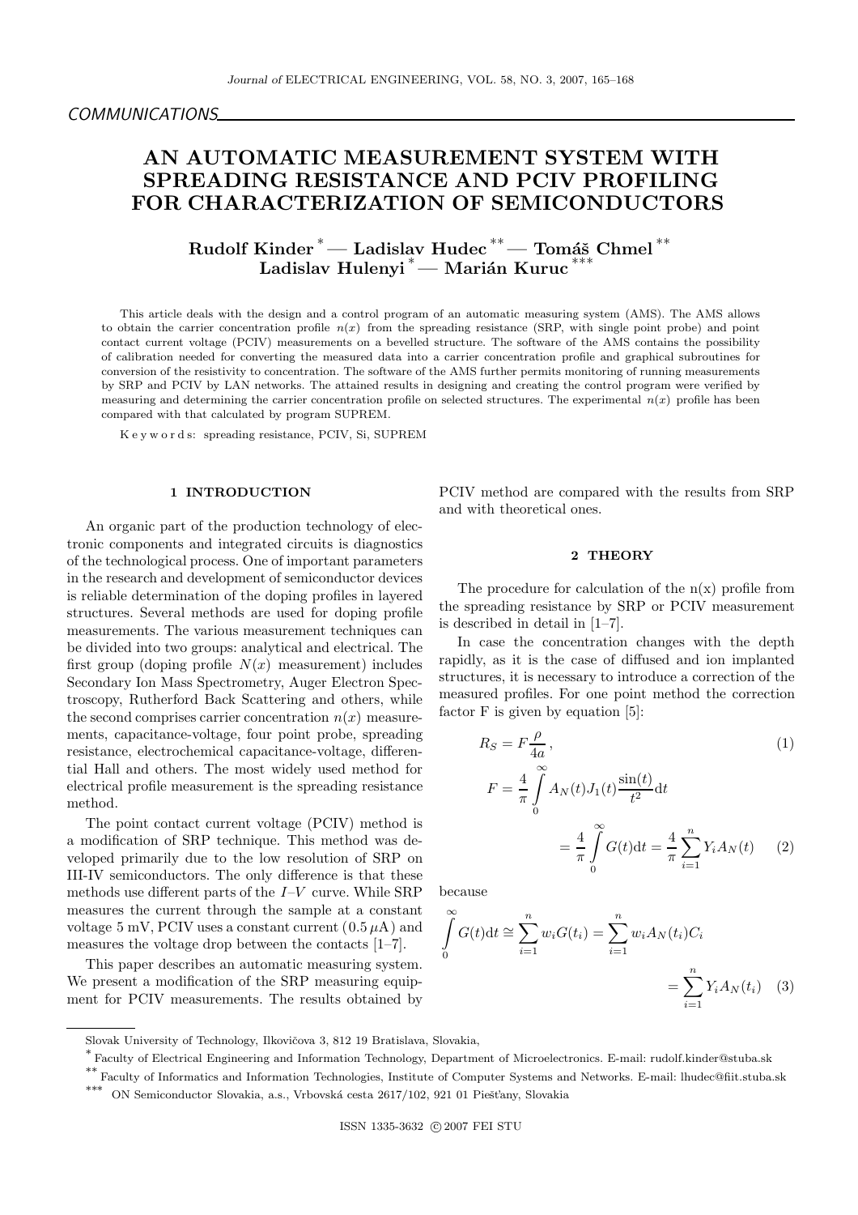COMMUNICATIONS

# AN AUTOMATIC MEASUREMENT SYSTEM WITH SPREADING RESISTANCE AND PCIV PROFILING FOR CHARACTERIZATION OF SEMICONDUCTORS

**Rudolf Kinder [*] — Ladislav Hudec [**] — Tomáš Chmel [**]**
**Ladislav Hulenyi [*] — Marián Kuruc [***]**

This article deals with the design and a control program of an automatic measuring system (AMS). The AMS allows to obtain the carrier concentration profile $n(x)$ from the spreading resistance (SRP, with single point probe) and point contact current voltage (PCIV) measurements on a bevelled structure. The software of the AMS contains the possibility of calibration needed for converting the measured data into a carrier concentration profile and graphical subroutines for conversion of the resistivity to concentration. The software of the AMS further permits monitoring of running measurements by SRP and PCIV by LAN networks. The attained results in designing and creating the control program were verified by measuring and determining the carrier concentration profile on selected structures. The experimental $n(x)$ profile has been compared with that calculated by program SUPREM.

K e y w o r d s: spreading resistance, PCIV, Si, SUPREM

## 1 INTRODUCTION

An organic part of the production technology of electronic components and integrated circuits is diagnostics of the technological process. One of important parameters in the research and development of semiconductor devices is reliable determination of the doping profiles in layered structures. Several methods are used for doping profile measurements. The various measurement techniques can be divided into two groups: analytical and electrical. The first group (doping profile $N(x)$ measurement) includes Secondary Ion Mass Spectrometry, Auger Electron Spectroscopy, Rutherford Back Scattering and others, while the second comprises carrier concentration $n(x)$ measurements, capacitance-voltage, four point probe, spreading resistance, electrochemical capacitance-voltage, differential Hall and others. The most widely used method for electrical profile measurement is the spreading resistance method.

The point contact current voltage (PCIV) method is a modification of SRP technique. This method was developed primarily due to the low resolution of SRP on III-IV semiconductors. The only difference is that these methods use different parts of the $I$–$V$ curve. While SRP measures the current through the sample at a constant voltage 5 mV, PCIV uses a constant current ($0.5\,\mu$A) and measures the voltage drop between the contacts [1–7].

This paper describes an automatic measuring system. We present a modification of the SRP measuring equipment for PCIV measurements. The results obtained by PCIV method are compared with the results from SRP and with theoretical ones.

## 2 THEORY

The procedure for calculation of the n(x) profile from the spreading resistance by SRP or PCIV measurement is described in detail in [1–7].

In case the concentration changes with the depth rapidly, as it is the case of diffused and ion implanted structures, it is necessary to introduce a correction of the measured profiles. For one point method the correction factor F is given by equation [5]:

$$R_S = F\frac{\rho}{4a}\,, \tag{1}$$

$$F = \frac{4}{\pi}\int_0^\infty A_N(t)J_1(t)\frac{\sin(t)}{t^2}\mathrm{d}t = \frac{4}{\pi}\int_0^\infty G(t)\mathrm{d}t = \frac{4}{\pi}\sum_{i=1}^{n} Y_i A_N(t) \tag{2}$$

because

$$\int_0^\infty G(t)\mathrm{d}t \cong \sum_{i=1}^{n} w_i G(t_i) = \sum_{i=1}^{n} w_i A_N(t_i) C_i = \sum_{i=1}^{n} Y_i A_N(t_i) \tag{3}$$

---

Slovak University of Technology, Ilkovičova 3, 812 19 Bratislava, Slovakia,

[*] Faculty of Electrical Engineering and Information Technology, Department of Microelectronics. E-mail: rudolf.kinder@stuba.sk

[**] Faculty of Informatics and Information Technologies, Institute of Computer Systems and Networks. E-mail: lhudec@fiit.stuba.sk

[***] ON Semiconductor Slovakia, a.s., Vrbovská cesta 2617/102, 921 01 Piešťany, Slovakia

ISSN 1335-3632 © 2007 FEI STU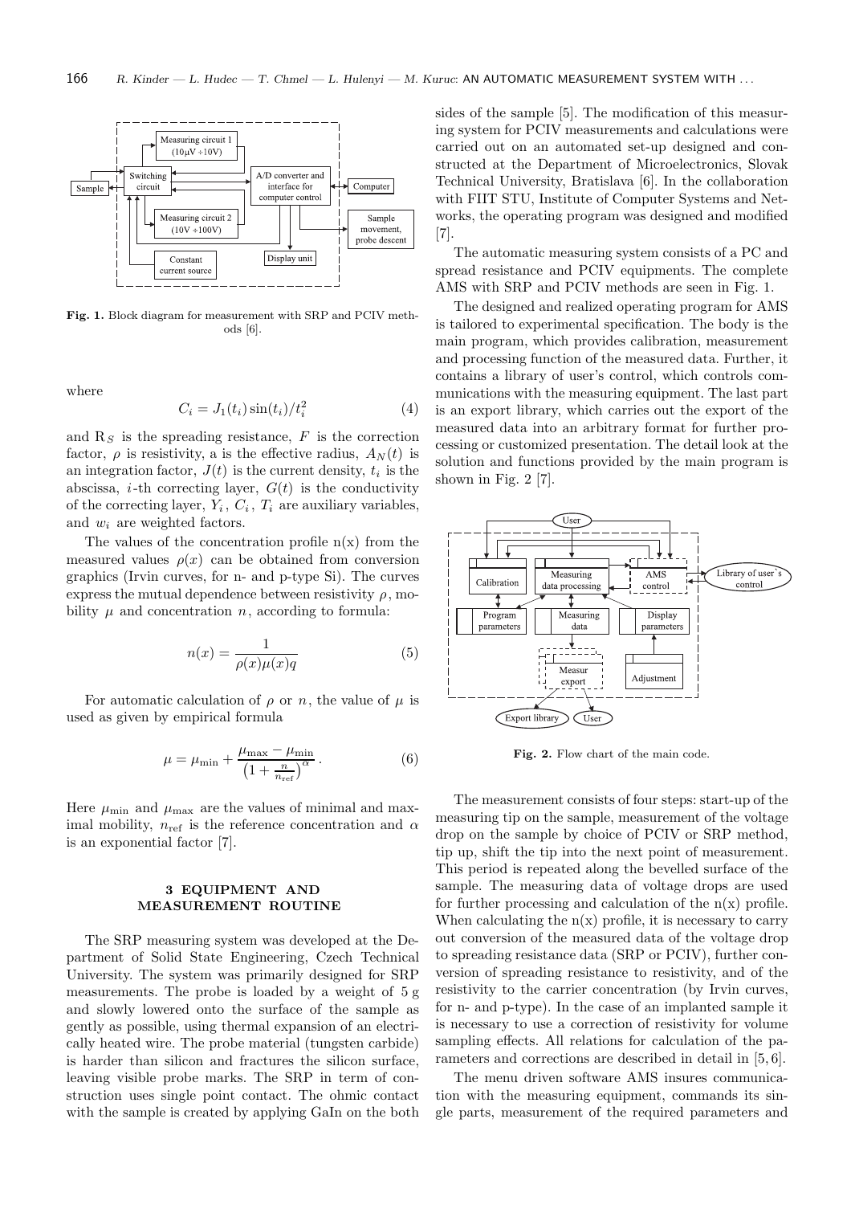Fig. 1. Block diagram for measurement with SRP and PCIV methods [6].

where

$$C_i = J_1(t_i)\sin(t_i)/t_i^2 \tag{4}$$

and $R_S$ is the spreading resistance, $F$ is the correction factor, $\rho$ is resistivity, a is the effective radius, $A_N(t)$ is an integration factor, $J(t)$ is the current density, $t_i$ is the abscissa, $i$-th correcting layer, $G(t)$ is the conductivity of the correcting layer, $Y_i$, $C_i$, $T_i$ are auxiliary variables, and $w_i$ are weighted factors.

The values of the concentration profile n(x) from the measured values $\rho(x)$ can be obtained from conversion graphics (Irvin curves, for n- and p-type Si). The curves express the mutual dependence between resistivity $\rho$, mobility $\mu$ and concentration $n$, according to formula:

$$n(x) = \frac{1}{\rho(x)\mu(x)q} \tag{5}$$

For automatic calculation of $\rho$ or $n$, the value of $\mu$ is used as given by empirical formula

$$\mu = \mu_{\min} + \frac{\mu_{\max} - \mu_{\min}}{\left(1 + \frac{n}{n_{\text{ref}}}\right)^{\alpha}}. \tag{6}$$

Here $\mu_{\min}$ and $\mu_{\max}$ are the values of minimal and maximal mobility, $n_{\text{ref}}$ is the reference concentration and $\alpha$ is an exponential factor [7].

## 3 EQUIPMENT AND MEASUREMENT ROUTINE

The SRP measuring system was developed at the Department of Solid State Engineering, Czech Technical University. The system was primarily designed for SRP measurements. The probe is loaded by a weight of 5 g and slowly lowered onto the surface of the sample as gently as possible, using thermal expansion of an electrically heated wire. The probe material (tungsten carbide) is harder than silicon and fractures the silicon surface, leaving visible probe marks. The SRP in term of construction uses single point contact. The ohmic contact with the sample is created by applying GaIn on the both sides of the sample [5]. The modification of this measuring system for PCIV measurements and calculations were carried out on an automated set-up designed and constructed at the Department of Microelectronics, Slovak Technical University, Bratislava [6]. In the collaboration with FIIT STU, Institute of Computer Systems and Networks, the operating program was designed and modified [7].

The automatic measuring system consists of a PC and spread resistance and PCIV equipments. The complete AMS with SRP and PCIV methods are seen in Fig. 1.

The designed and realized operating program for AMS is tailored to experimental specification. The body is the main program, which provides calibration, measurement and processing function of the measured data. Further, it contains a library of user's control, which controls communications with the measuring equipment. The last part is an export library, which carries out the export of the measured data into an arbitrary format for further processing or customized presentation. The detail look at the solution and functions provided by the main program is shown in Fig. 2 [7].

Fig. 2. Flow chart of the main code.

The measurement consists of four steps: start-up of the measuring tip on the sample, measurement of the voltage drop on the sample by choice of PCIV or SRP method, tip up, shift the tip into the next point of measurement. This period is repeated along the bevelled surface of the sample. The measuring data of voltage drops are used for further processing and calculation of the n(x) profile. When calculating the n(x) profile, it is necessary to carry out conversion of the measured data of the voltage drop to spreading resistance data (SRP or PCIV), further conversion of spreading resistance to resistivity, and of the resistivity to the carrier concentration (by Irvin curves, for n- and p-type). In the case of an implanted sample it is necessary to use a correction of resistivity for volume sampling effects. All relations for calculation of the parameters and corrections are described in detail in [5, 6].

The menu driven software AMS insures communication with the measuring equipment, commands its single parts, measurement of the required parameters and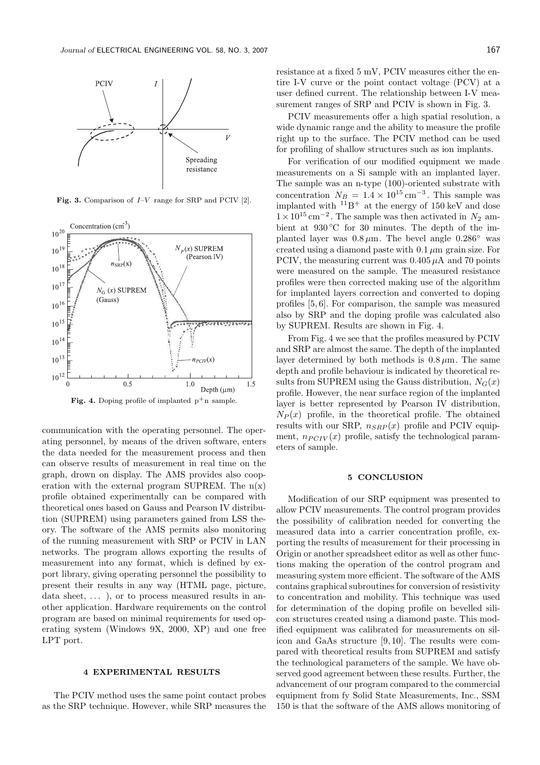Fig. 3. Comparison of $I$–$V$ range for SRP and PCIV [2].

Fig. 4. Doping profile of implanted $p^+n$ sample.

communication with the operating personnel. The operating personnel, by means of the driven software, enters the data needed for the measurement process and then can observe results of measurement in real time on the graph, drawn on display. The AMS provides also cooperation with the external program SUPREM. The n(x) profile obtained experimentally can be compared with theoretical ones based on Gauss and Pearson IV distribution (SUPREM) using parameters gained from LSS theory. The software of the AMS permits also monitoring of the running measurement with SRP or PCIV in LAN networks. The program allows exporting the results of measurement into any format, which is defined by export library, giving operating personnel the possibility to present their results in any way (HTML page, picture, data sheet, ... ), or to process measured results in another application. Hardware requirements on the control program are based on minimal requirements for used operating system (Windows 9X, 2000, XP) and one free LPT port.

## 4 EXPERIMENTAL RESULTS

The PCIV method uses the same point contact probes as the SRP technique. However, while SRP measures the resistance at a fixed 5 mV, PCIV measures either the entire I-V curve or the point contact voltage (PCV) at a user defined current. The relationship between I-V measurement ranges of SRP and PCIV is shown in Fig. 3.

PCIV measurements offer a high spatial resolution, a wide dynamic range and the ability to measure the profile right up to the surface. The PCIV method can be used for profiling of shallow structures such as ion implants.

For verification of our modified equipment we made measurements on a Si sample with an implanted layer. The sample was an n-type (100)-oriented substrate with concentration $N_B = 1.4 \times 10^{15}\,\mathrm{cm}^{-3}$. This sample was implanted with $^{11}B^+$ at the energy of 150 keV and dose $1 \times 10^{15}\,\mathrm{cm}^{-2}$. The sample was then activated in $N_2$ ambient at 930 °C for 30 minutes. The depth of the implanted layer was $0.8\,\mu$m. The bevel angle $0.286^\circ$ was created using a diamond paste with $0.1\,\mu$m grain size. For PCIV, the measuring current was $0.405\,\mu$A and 70 points were measured on the sample. The measured resistance profiles were then corrected making use of the algorithm for implanted layers correction and converted to doping profiles [5, 6]. For comparison, the sample was measured also by SRP and the doping profile was calculated also by SUPREM. Results are shown in Fig. 4.

From Fig. 4 we see that the profiles measured by PCIV and SRP are almost the same. The depth of the implanted layer determined by both methods is $0.8\,\mu$m. The same depth and profile behaviour is indicated by theoretical results from SUPREM using the Gauss distribution, $N_G(x)$ profile. However, the near surface region of the implanted layer is better represented by Pearson IV distribution, $N_P(x)$ profile, in the theoretical profile. The obtained results with our SRP, $n_{SRP}(x)$ profile and PCIV equipment, $n_{PCIV}(x)$ profile, satisfy the technological parameters of sample.

## 5 CONCLUSION

Modification of our SRP equipment was presented to allow PCIV measurements. The control program provides the possibility of calibration needed for converting the measured data into a carrier concentration profile, exporting the results of measurement for their processing in Origin or another spreadsheet editor as well as other functions making the operation of the control program and measuring system more efficient. The software of the AMS contains graphical subroutines for conversion of resistivity to concentration and mobility. This technique was used for determination of the doping profile on bevelled silicon structures created using a diamond paste. This modified equipment was calibrated for measurements on silicon and GaAs structure [9, 10]. The results were compared with theoretical results from SUPREM and satisfy the technological parameters of the sample. We have observed good agreement between these results. Further, the advancement of our program compared to the commercial equipment from fy Solid State Measurements, Inc., SSM 150 is that the software of the AMS allows monitoring of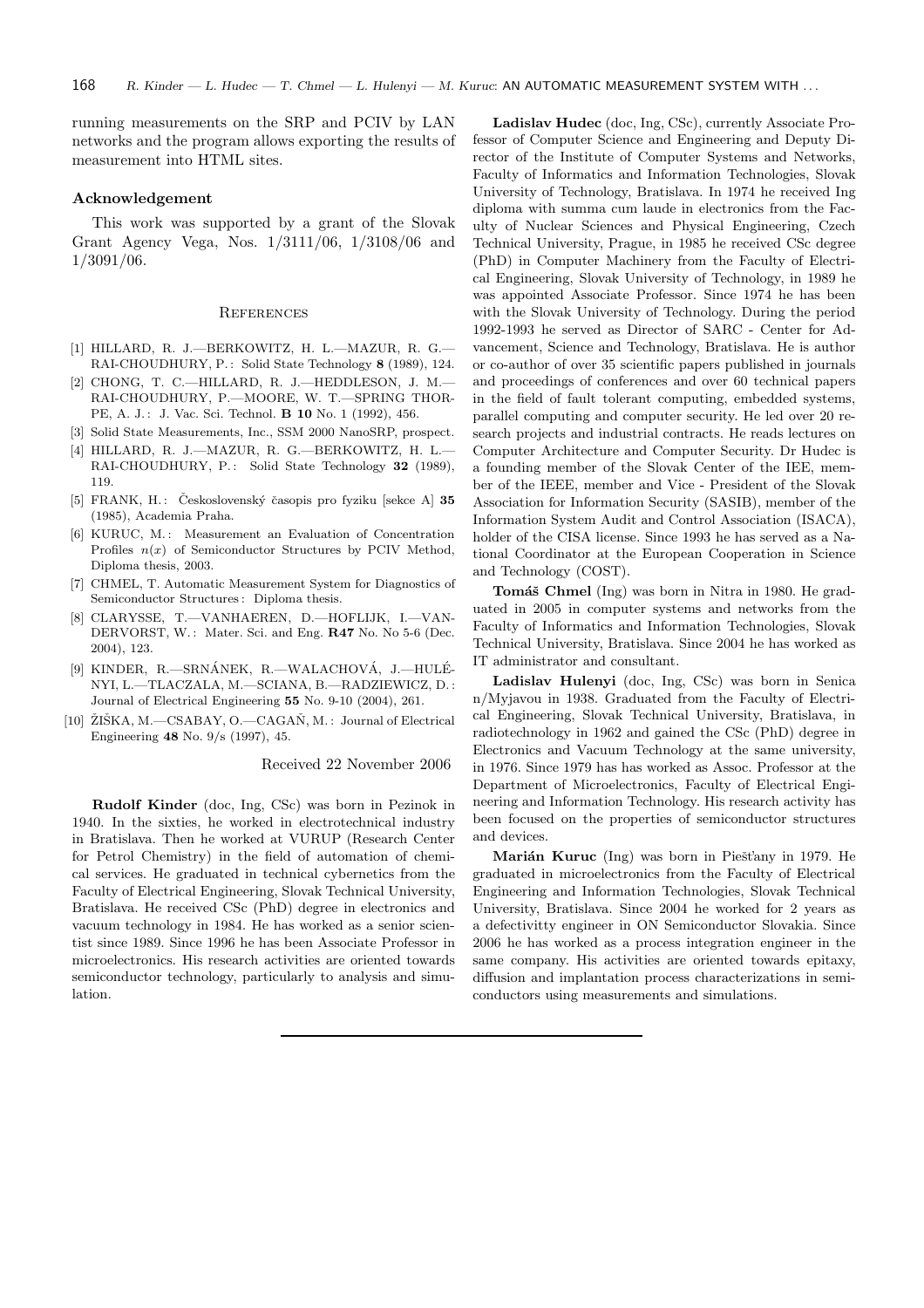running measurements on the SRP and PCIV by LAN networks and the program allows exporting the results of measurement into HTML sites.

### Acknowledgement

This work was supported by a grant of the Slovak Grant Agency Vega, Nos. 1/3111/06, 1/3108/06 and 1/3091/06.

### References

[1] HILLARD, R. J.—BERKOWITZ, H. L.—MAZUR, R. G.—RAI-CHOUDHURY, P. : Solid State Technology **8** (1989), 124.

[2] CHONG, T. C.—HILLARD, R. J.—HEDDLESON, J. M.—RAI-CHOUDHURY, P.—MOORE, W. T.—SPRING THORPE, A. J. : J. Vac. Sci. Technol. **B 10** No. 1 (1992), 456.

[3] Solid State Measurements, Inc., SSM 2000 NanoSRP, prospect.

[4] HILLARD, R. J.—MAZUR, R. G.—BERKOWITZ, H. L.—RAI-CHOUDHURY, P. : Solid State Technology **32** (1989), 119.

[5] FRANK, H. : Československý časopis pro fyziku [sekce A] **35** (1985), Academia Praha.

[6] KURUC, M. : Measurement an Evaluation of Concentration Profiles $n(x)$ of Semiconductor Structures by PCIV Method, Diploma thesis, 2003.

[7] CHMEL, T. Automatic Measurement System for Diagnostics of Semiconductor Structures : Diploma thesis.

[8] CLARYSSE, T.—VANHAEREN, D.—HOFLIJK, I.—VANDERVORST, W. : Mater. Sci. and Eng. **R47** No. No 5-6 (Dec. 2004), 123.

[9] KINDER, R.—SRNÁNEK, R.—WALACHOVÁ, J.—HULÉNYI, L.—TLACZALA, M.—SCIANA, B.—RADZIEWICZ, D. : Journal of Electrical Engineering **55** No. 9-10 (2004), 261.

[10] ŽIŠKA, M.—CSABAY, O.—CAGAŇ, M. : Journal of Electrical Engineering **48** No. 9/s (1997), 45.

Received 22 November 2006

**Rudolf Kinder** (doc, Ing, CSc) was born in Pezinok in 1940. In the sixties, he worked in electrotechnical industry in Bratislava. Then he worked at VURUP (Research Center for Petrol Chemistry) in the field of automation of chemical services. He graduated in technical cybernetics from the Faculty of Electrical Engineering, Slovak Technical University, Bratislava. He received CSc (PhD) degree in electronics and vacuum technology in 1984. He has worked as a senior scientist since 1989. Since 1996 he has been Associate Professor in microelectronics. His research activities are oriented towards semiconductor technology, particularly to analysis and simulation.

**Ladislav Hudec** (doc, Ing, CSc), currently Associate Professor of Computer Science and Engineering and Deputy Director of the Institute of Computer Systems and Networks, Faculty of Informatics and Information Technologies, Slovak University of Technology, Bratislava. In 1974 he received Ing diploma with summa cum laude in electronics from the Faculty of Nuclear Sciences and Physical Engineering, Czech Technical University, Prague, in 1985 he received CSc degree (PhD) in Computer Machinery from the Faculty of Electrical Engineering, Slovak University of Technology, in 1989 he was appointed Associate Professor. Since 1974 he has been with the Slovak University of Technology. During the period 1992-1993 he served as Director of SARC - Center for Advancement, Science and Technology, Bratislava. He is author or co-author of over 35 scientific papers published in journals and proceedings of conferences and over 60 technical papers in the field of fault tolerant computing, embedded systems, parallel computing and computer security. He led over 20 research projects and industrial contracts. He reads lectures on Computer Architecture and Computer Security. Dr Hudec is a founding member of the Slovak Center of the IEE, member of the IEEE, member and Vice - President of the Slovak Association for Information Security (SASIB), member of the Information System Audit and Control Association (ISACA), holder of the CISA license. Since 1993 he has served as a National Coordinator at the European Cooperation in Science and Technology (COST).

**Tomáš Chmel** (Ing) was born in Nitra in 1980. He graduated in 2005 in computer systems and networks from the Faculty of Informatics and Information Technologies, Slovak Technical University, Bratislava. Since 2004 he has worked as IT administrator and consultant.

**Ladislav Hulenyi** (doc, Ing, CSc) was born in Senica n/Myjavou in 1938. Graduated from the Faculty of Electrical Engineering, Slovak Technical University, Bratislava, in radiotechnology in 1962 and gained the CSc (PhD) degree in Electronics and Vacuum Technology at the same university, in 1976. Since 1979 has has worked as Assoc. Professor at the Department of Microelectronics, Faculty of Electrical Engineering and Information Technology. His research activity has been focused on the properties of semiconductor structures and devices.

**Marián Kuruc** (Ing) was born in Piešťany in 1979. He graduated in microelectronics from the Faculty of Electrical Engineering and Information Technologies, Slovak Technical University, Bratislava. Since 2004 he worked for 2 years as a defectivitty engineer in ON Semiconductor Slovakia. Since 2006 he has worked as a process integration engineer in the same company. His activities are oriented towards epitaxy, diffusion and implantation process characterizations in semiconductors using measurements and simulations.